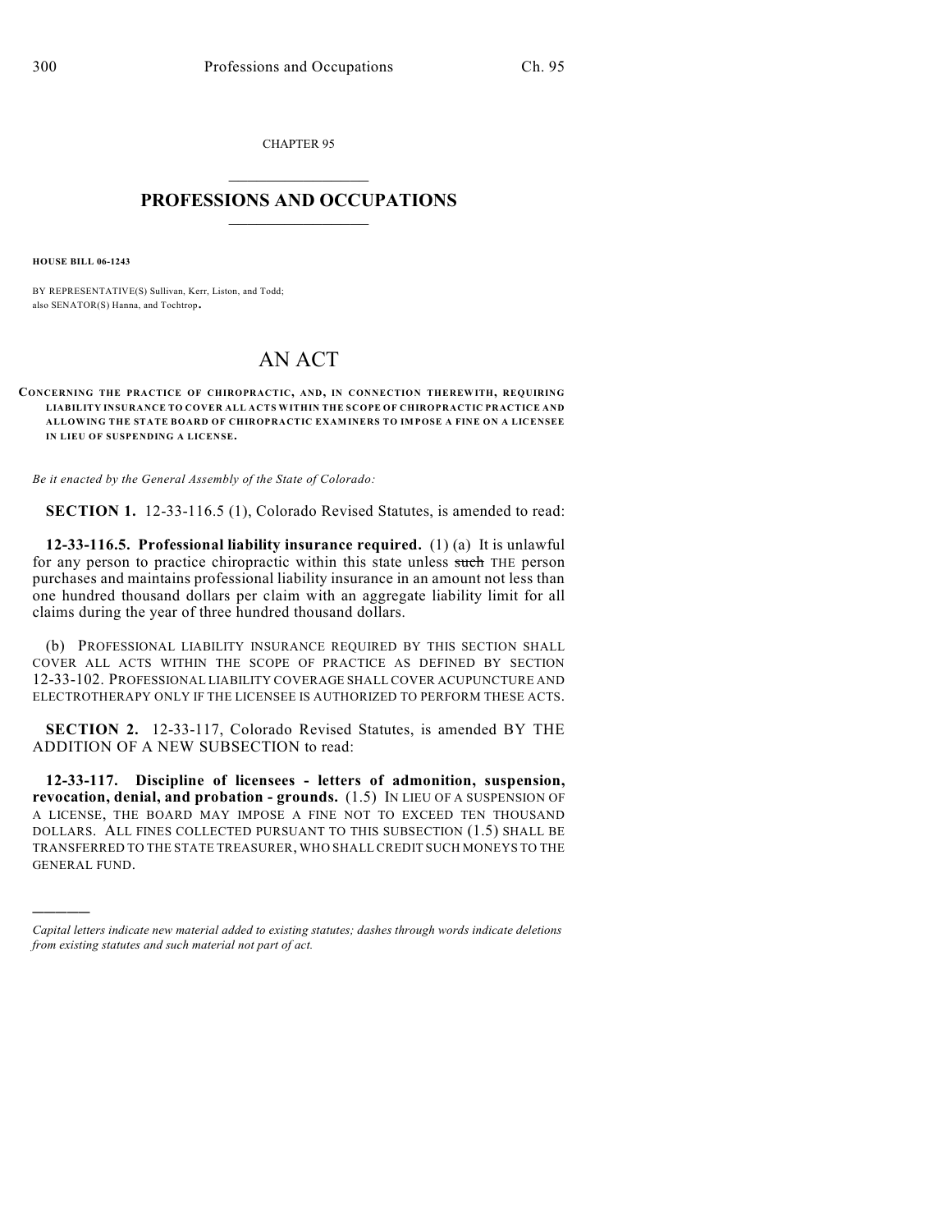CHAPTER 95

# PROFESSIONS AND OCCUPATIONS

**HOUSE BILL 06-1243**

BY REPRESENTATIVE(S) Sullivan, Kerr, Liston, and Todd; also SENATOR(S) Hanna, and Tochtrop.

# AN ACT

**CONCERNING THE PRACTICE OF CHIROPRACTIC, AND, IN CONNECTION THEREWITH, REQUIRING LIABILITY INSURANCE TO COVER ALL ACTS WITHIN THE SCOPE OF CHIROPRACTIC PRACTICE AND ALLOWING THE STATE BOARD OF CHIROPRACTIC EXAMINERS TO IMPOSE A FINE ON A LICENSEE IN LIEU OF SUSPENDING A LICENSE.**

*Be it enacted by the General Assembly of the State of Colorado:*

**SECTION 1.** 12-33-116.5 (1), Colorado Revised Statutes, is amended to read:

**12-33-116.5. Professional liability insurance required.** (1) (a) It is unlawful for any person to practice chiropractic within this state unless ~~such~~ THE person purchases and maintains professional liability insurance in an amount not less than one hundred thousand dollars per claim with an aggregate liability limit for all claims during the year of three hundred thousand dollars.

(b) PROFESSIONAL LIABILITY INSURANCE REQUIRED BY THIS SECTION SHALL COVER ALL ACTS WITHIN THE SCOPE OF PRACTICE AS DEFINED BY SECTION 12-33-102. PROFESSIONAL LIABILITY COVERAGE SHALL COVER ACUPUNCTURE AND ELECTROTHERAPY ONLY IF THE LICENSEE IS AUTHORIZED TO PERFORM THESE ACTS.

**SECTION 2.** 12-33-117, Colorado Revised Statutes, is amended BY THE ADDITION OF A NEW SUBSECTION to read:

**12-33-117. Discipline of licensees - letters of admonition, suspension, revocation, denial, and probation - grounds.** (1.5) IN LIEU OF A SUSPENSION OF A LICENSE, THE BOARD MAY IMPOSE A FINE NOT TO EXCEED TEN THOUSAND DOLLARS. ALL FINES COLLECTED PURSUANT TO THIS SUBSECTION (1.5) SHALL BE TRANSFERRED TO THE STATE TREASURER, WHO SHALL CREDIT SUCH MONEYS TO THE GENERAL FUND.

---

*Capital letters indicate new material added to existing statutes; dashes through words indicate deletions from existing statutes and such material not part of act.*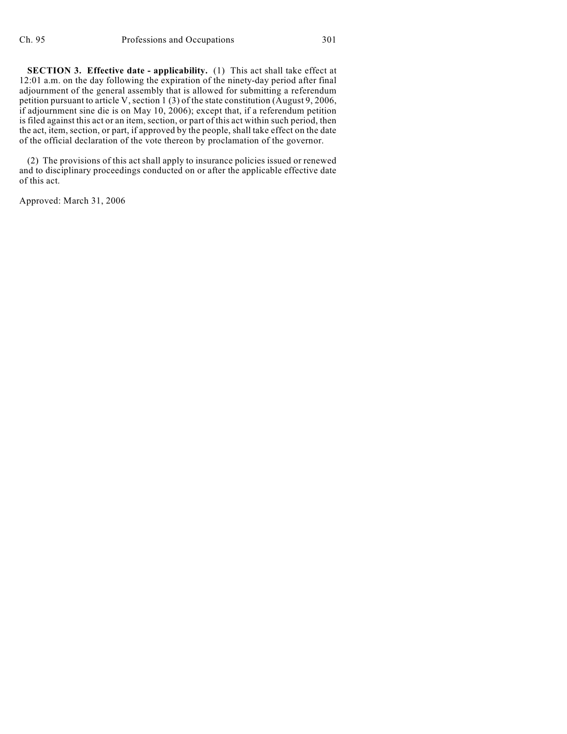**SECTION 3. Effective date - applicability.** (1) This act shall take effect at 12:01 a.m. on the day following the expiration of the ninety-day period after final adjournment of the general assembly that is allowed for submitting a referendum petition pursuant to article V, section 1 (3) of the state constitution (August 9, 2006, if adjournment sine die is on May 10, 2006); except that, if a referendum petition is filed against this act or an item, section, or part of this act within such period, then the act, item, section, or part, if approved by the people, shall take effect on the date of the official declaration of the vote thereon by proclamation of the governor.

(2) The provisions of this act shall apply to insurance policies issued or renewed and to disciplinary proceedings conducted on or after the applicable effective date of this act.

Approved: March 31, 2006